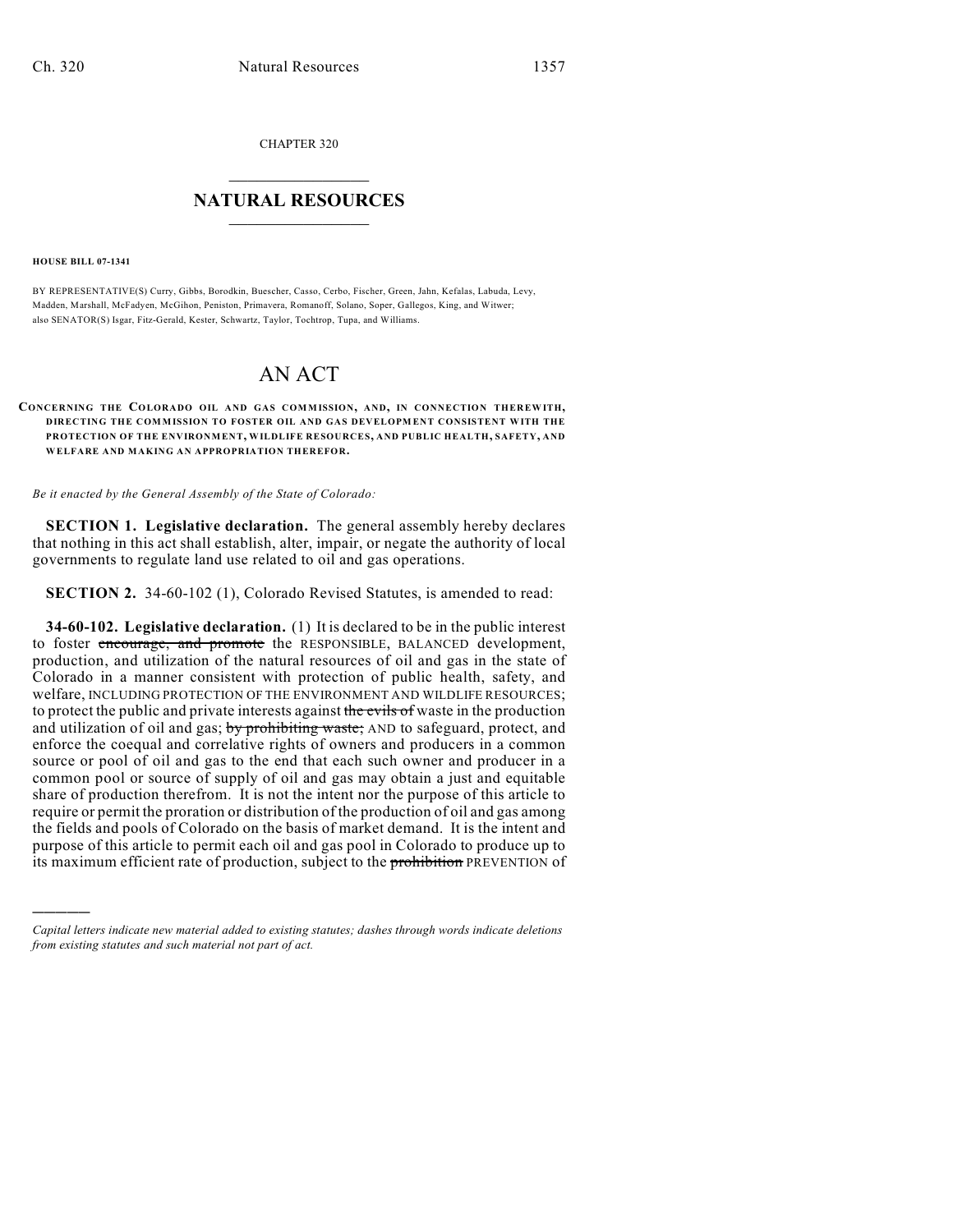CHAPTER 320

## NATURAL RESOURCES

**HOUSE BILL 07-1341**

BY REPRESENTATIVE(S) Curry, Gibbs, Borodkin, Buescher, Casso, Cerbo, Fischer, Green, Jahn, Kefalas, Labuda, Levy, Madden, Marshall, McFadyen, McGihon, Peniston, Primavera, Romanoff, Solano, Soper, Gallegos, King, and Witwer; also SENATOR(S) Isgar, Fitz-Gerald, Kester, Schwartz, Taylor, Tochtrop, Tupa, and Williams.

# AN ACT

**CONCERNING THE COLORADO OIL AND GAS COMMISSION, AND, IN CONNECTION THEREWITH, DIRECTING THE COMMISSION TO FOSTER OIL AND GAS DEVELOPMENT CONSISTENT WITH THE PROTECTION OF THE ENVIRONMENT, WILDLIFE RESOURCES, AND PUBLIC HEALTH, SAFETY, AND WELFARE AND MAKING AN APPROPRIATION THEREFOR.**

*Be it enacted by the General Assembly of the State of Colorado:*

**SECTION 1. Legislative declaration.** The general assembly hereby declares that nothing in this act shall establish, alter, impair, or negate the authority of local governments to regulate land use related to oil and gas operations.

**SECTION 2.** 34-60-102 (1), Colorado Revised Statutes, is amended to read:

**34-60-102. Legislative declaration.** (1) It is declared to be in the public interest to foster ~~encourage, and promote~~ the RESPONSIBLE, BALANCED development, production, and utilization of the natural resources of oil and gas in the state of Colorado in a manner consistent with protection of public health, safety, and welfare, INCLUDING PROTECTION OF THE ENVIRONMENT AND WILDLIFE RESOURCES; to protect the public and private interests against ~~the evils of~~ waste in the production and utilization of oil and gas; ~~by prohibiting waste;~~ AND to safeguard, protect, and enforce the coequal and correlative rights of owners and producers in a common source or pool of oil and gas to the end that each such owner and producer in a common pool or source of supply of oil and gas may obtain a just and equitable share of production therefrom. It is not the intent nor the purpose of this article to require or permit the proration or distribution of the production of oil and gas among the fields and pools of Colorado on the basis of market demand. It is the intent and purpose of this article to permit each oil and gas pool in Colorado to produce up to its maximum efficient rate of production, subject to the ~~prohibition~~ PREVENTION of

---

*Capital letters indicate new material added to existing statutes; dashes through words indicate deletions from existing statutes and such material not part of act.*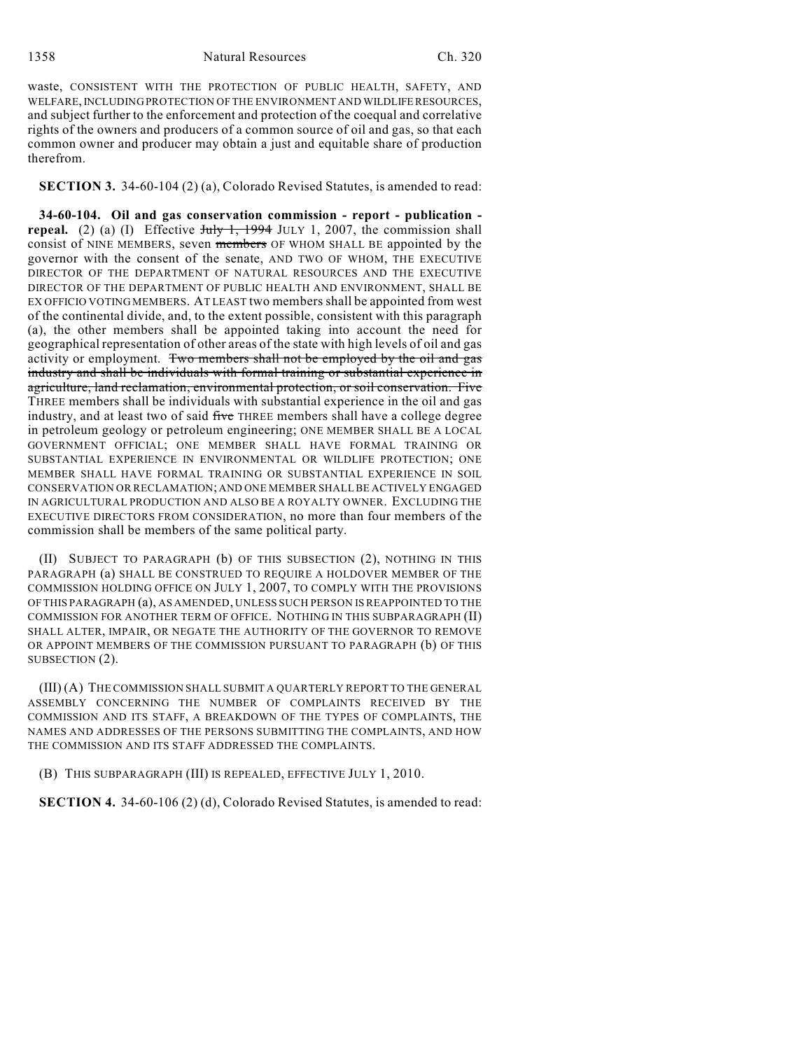waste, CONSISTENT WITH THE PROTECTION OF PUBLIC HEALTH, SAFETY, AND WELFARE, INCLUDING PROTECTION OF THE ENVIRONMENT AND WILDLIFE RESOURCES, and subject further to the enforcement and protection of the coequal and correlative rights of the owners and producers of a common source of oil and gas, so that each common owner and producer may obtain a just and equitable share of production therefrom.

**SECTION 3.** 34-60-104 (2) (a), Colorado Revised Statutes, is amended to read:

**34-60-104. Oil and gas conservation commission - report - publication - repeal.** (2) (a) (I) Effective ~~July 1, 1994~~ JULY 1, 2007, the commission shall consist of NINE MEMBERS, seven ~~members~~ OF WHOM SHALL BE appointed by the governor with the consent of the senate, AND TWO OF WHOM, THE EXECUTIVE DIRECTOR OF THE DEPARTMENT OF NATURAL RESOURCES AND THE EXECUTIVE DIRECTOR OF THE DEPARTMENT OF PUBLIC HEALTH AND ENVIRONMENT, SHALL BE EX OFFICIO VOTING MEMBERS. AT LEAST two members shall be appointed from west of the continental divide, and, to the extent possible, consistent with this paragraph (a), the other members shall be appointed taking into account the need for geographical representation of other areas of the state with high levels of oil and gas activity or employment. ~~Two members shall not be employed by the oil and gas industry and shall be individuals with formal training or substantial experience in agriculture, land reclamation, environmental protection, or soil conservation. Five~~ THREE members shall be individuals with substantial experience in the oil and gas industry, and at least two of said ~~five~~ THREE members shall have a college degree in petroleum geology or petroleum engineering; ONE MEMBER SHALL BE A LOCAL GOVERNMENT OFFICIAL; ONE MEMBER SHALL HAVE FORMAL TRAINING OR SUBSTANTIAL EXPERIENCE IN ENVIRONMENTAL OR WILDLIFE PROTECTION; ONE MEMBER SHALL HAVE FORMAL TRAINING OR SUBSTANTIAL EXPERIENCE IN SOIL CONSERVATION OR RECLAMATION; AND ONE MEMBER SHALL BE ACTIVELY ENGAGED IN AGRICULTURAL PRODUCTION AND ALSO BE A ROYALTY OWNER. EXCLUDING THE EXECUTIVE DIRECTORS FROM CONSIDERATION, no more than four members of the commission shall be members of the same political party.

(II) SUBJECT TO PARAGRAPH (b) OF THIS SUBSECTION (2), NOTHING IN THIS PARAGRAPH (a) SHALL BE CONSTRUED TO REQUIRE A HOLDOVER MEMBER OF THE COMMISSION HOLDING OFFICE ON JULY 1, 2007, TO COMPLY WITH THE PROVISIONS OF THIS PARAGRAPH (a), AS AMENDED, UNLESS SUCH PERSON IS REAPPOINTED TO THE COMMISSION FOR ANOTHER TERM OF OFFICE. NOTHING IN THIS SUBPARAGRAPH (II) SHALL ALTER, IMPAIR, OR NEGATE THE AUTHORITY OF THE GOVERNOR TO REMOVE OR APPOINT MEMBERS OF THE COMMISSION PURSUANT TO PARAGRAPH (b) OF THIS SUBSECTION (2).

(III) (A) THE COMMISSION SHALL SUBMIT A QUARTERLY REPORT TO THE GENERAL ASSEMBLY CONCERNING THE NUMBER OF COMPLAINTS RECEIVED BY THE COMMISSION AND ITS STAFF, A BREAKDOWN OF THE TYPES OF COMPLAINTS, THE NAMES AND ADDRESSES OF THE PERSONS SUBMITTING THE COMPLAINTS, AND HOW THE COMMISSION AND ITS STAFF ADDRESSED THE COMPLAINTS.

(B) THIS SUBPARAGRAPH (III) IS REPEALED, EFFECTIVE JULY 1, 2010.

**SECTION 4.** 34-60-106 (2) (d), Colorado Revised Statutes, is amended to read: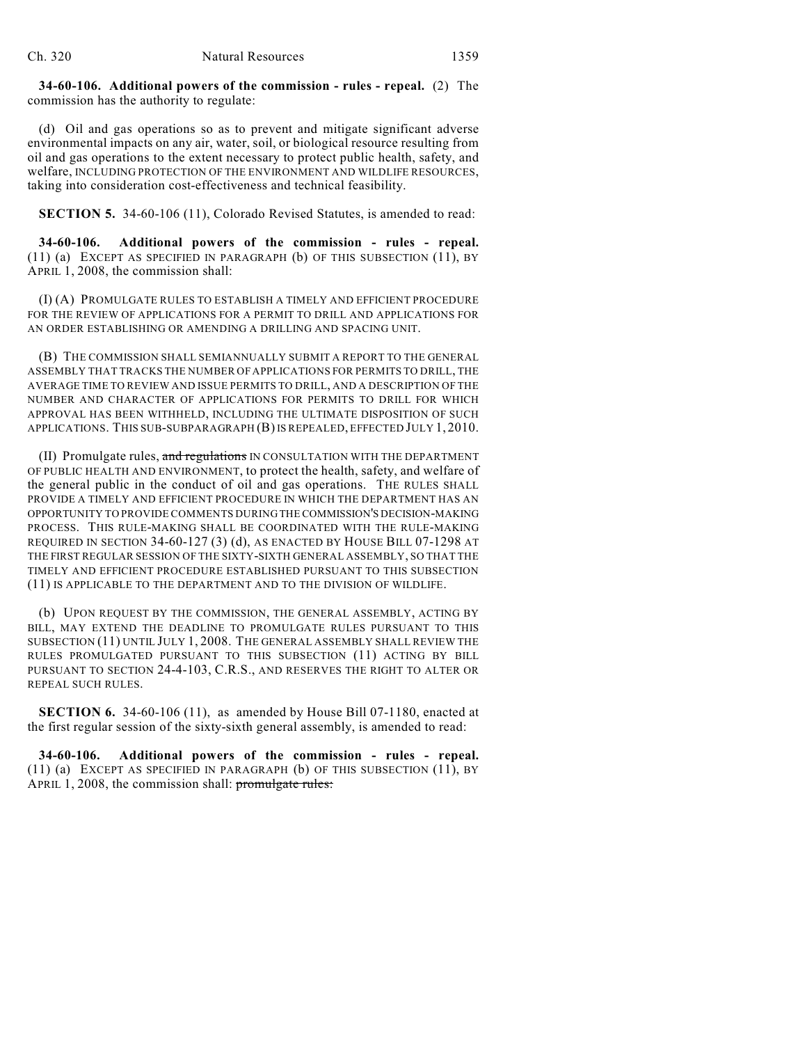**34-60-106. Additional powers of the commission - rules - repeal.** (2) The commission has the authority to regulate:

(d) Oil and gas operations so as to prevent and mitigate significant adverse environmental impacts on any air, water, soil, or biological resource resulting from oil and gas operations to the extent necessary to protect public health, safety, and welfare, INCLUDING PROTECTION OF THE ENVIRONMENT AND WILDLIFE RESOURCES, taking into consideration cost-effectiveness and technical feasibility.

**SECTION 5.** 34-60-106 (11), Colorado Revised Statutes, is amended to read:

**34-60-106. Additional powers of the commission - rules - repeal.** (11) (a) EXCEPT AS SPECIFIED IN PARAGRAPH (b) OF THIS SUBSECTION (11), BY APRIL 1, 2008, the commission shall:

(I) (A) PROMULGATE RULES TO ESTABLISH A TIMELY AND EFFICIENT PROCEDURE FOR THE REVIEW OF APPLICATIONS FOR A PERMIT TO DRILL AND APPLICATIONS FOR AN ORDER ESTABLISHING OR AMENDING A DRILLING AND SPACING UNIT.

(B) THE COMMISSION SHALL SEMIANNUALLY SUBMIT A REPORT TO THE GENERAL ASSEMBLY THAT TRACKS THE NUMBER OF APPLICATIONS FOR PERMITS TO DRILL, THE AVERAGE TIME TO REVIEW AND ISSUE PERMITS TO DRILL, AND A DESCRIPTION OF THE NUMBER AND CHARACTER OF APPLICATIONS FOR PERMITS TO DRILL FOR WHICH APPROVAL HAS BEEN WITHHELD, INCLUDING THE ULTIMATE DISPOSITION OF SUCH APPLICATIONS. THIS SUB-SUBPARAGRAPH (B) IS REPEALED, EFFECTED JULY 1, 2010.

(II) Promulgate rules, ~~and regulations~~ IN CONSULTATION WITH THE DEPARTMENT OF PUBLIC HEALTH AND ENVIRONMENT, to protect the health, safety, and welfare of the general public in the conduct of oil and gas operations. THE RULES SHALL PROVIDE A TIMELY AND EFFICIENT PROCEDURE IN WHICH THE DEPARTMENT HAS AN OPPORTUNITY TO PROVIDE COMMENTS DURING THE COMMISSION'S DECISION-MAKING PROCESS. THIS RULE-MAKING SHALL BE COORDINATED WITH THE RULE-MAKING REQUIRED IN SECTION 34-60-127 (3) (d), AS ENACTED BY HOUSE BILL 07-1298 AT THE FIRST REGULAR SESSION OF THE SIXTY-SIXTH GENERAL ASSEMBLY, SO THAT THE TIMELY AND EFFICIENT PROCEDURE ESTABLISHED PURSUANT TO THIS SUBSECTION (11) IS APPLICABLE TO THE DEPARTMENT AND TO THE DIVISION OF WILDLIFE.

(b) UPON REQUEST BY THE COMMISSION, THE GENERAL ASSEMBLY, ACTING BY BILL, MAY EXTEND THE DEADLINE TO PROMULGATE RULES PURSUANT TO THIS SUBSECTION (11) UNTIL JULY 1, 2008. THE GENERAL ASSEMBLY SHALL REVIEW THE RULES PROMULGATED PURSUANT TO THIS SUBSECTION (11) ACTING BY BILL PURSUANT TO SECTION 24-4-103, C.R.S., AND RESERVES THE RIGHT TO ALTER OR REPEAL SUCH RULES.

**SECTION 6.** 34-60-106 (11), as amended by House Bill 07-1180, enacted at the first regular session of the sixty-sixth general assembly, is amended to read:

**34-60-106. Additional powers of the commission - rules - repeal.** (11) (a) EXCEPT AS SPECIFIED IN PARAGRAPH (b) OF THIS SUBSECTION (11), BY APRIL 1, 2008, the commission shall: ~~promulgate rules:~~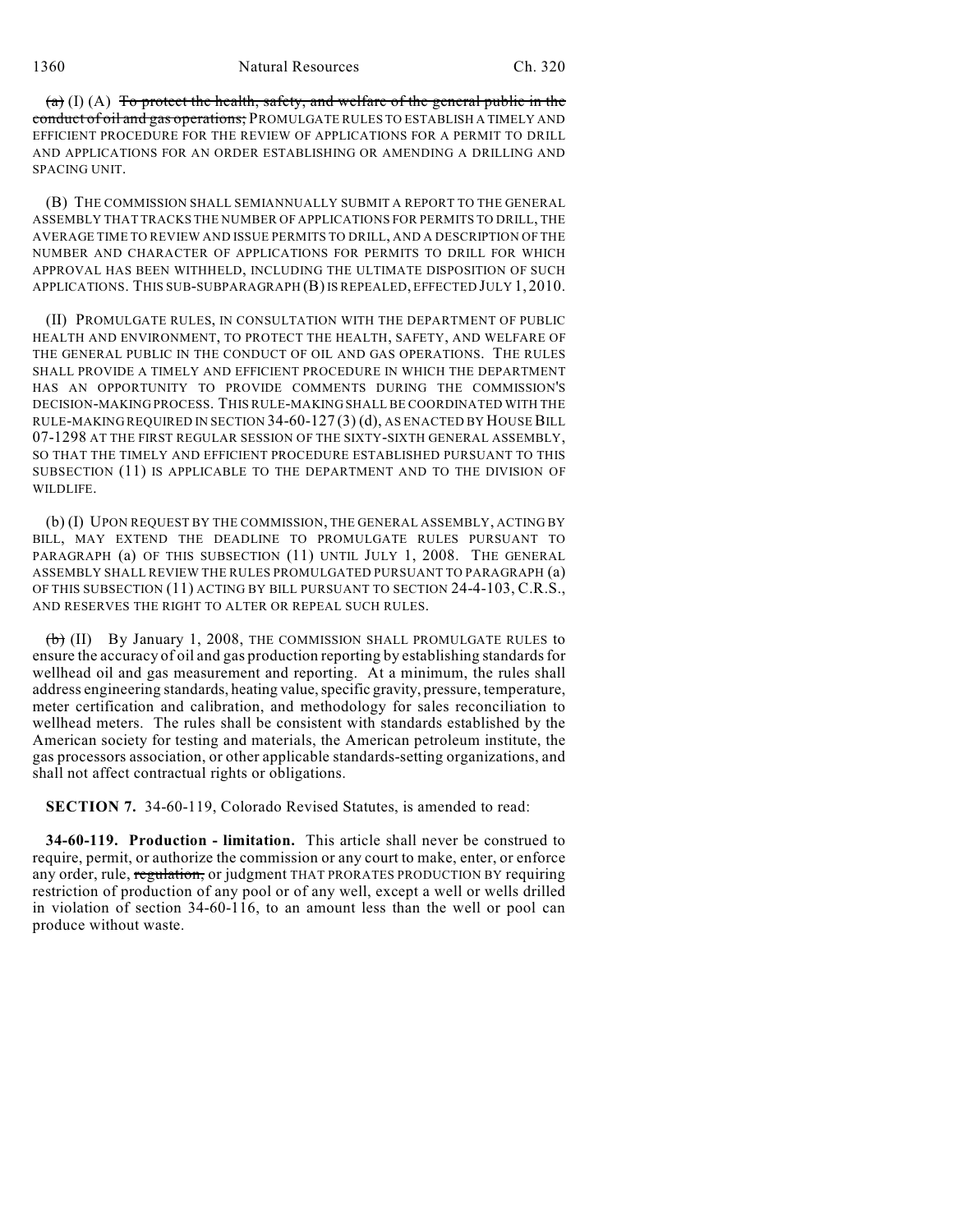~~(a)~~ (I) (A) ~~To protect the health, safety, and welfare of the general public in the conduct of oil and gas operations;~~ PROMULGATE RULES TO ESTABLISH A TIMELY AND EFFICIENT PROCEDURE FOR THE REVIEW OF APPLICATIONS FOR A PERMIT TO DRILL AND APPLICATIONS FOR AN ORDER ESTABLISHING OR AMENDING A DRILLING AND SPACING UNIT.

(B) THE COMMISSION SHALL SEMIANNUALLY SUBMIT A REPORT TO THE GENERAL ASSEMBLY THAT TRACKS THE NUMBER OF APPLICATIONS FOR PERMITS TO DRILL, THE AVERAGE TIME TO REVIEW AND ISSUE PERMITS TO DRILL, AND A DESCRIPTION OF THE NUMBER AND CHARACTER OF APPLICATIONS FOR PERMITS TO DRILL FOR WHICH APPROVAL HAS BEEN WITHHELD, INCLUDING THE ULTIMATE DISPOSITION OF SUCH APPLICATIONS. THIS SUB-SUBPARAGRAPH (B) IS REPEALED, EFFECTED JULY 1, 2010.

(II) PROMULGATE RULES, IN CONSULTATION WITH THE DEPARTMENT OF PUBLIC HEALTH AND ENVIRONMENT, TO PROTECT THE HEALTH, SAFETY, AND WELFARE OF THE GENERAL PUBLIC IN THE CONDUCT OF OIL AND GAS OPERATIONS. THE RULES SHALL PROVIDE A TIMELY AND EFFICIENT PROCEDURE IN WHICH THE DEPARTMENT HAS AN OPPORTUNITY TO PROVIDE COMMENTS DURING THE COMMISSION'S DECISION-MAKING PROCESS. THIS RULE-MAKING SHALL BE COORDINATED WITH THE RULE-MAKING REQUIRED IN SECTION 34-60-127 (3) (d), AS ENACTED BY HOUSE BILL 07-1298 AT THE FIRST REGULAR SESSION OF THE SIXTY-SIXTH GENERAL ASSEMBLY, SO THAT THE TIMELY AND EFFICIENT PROCEDURE ESTABLISHED PURSUANT TO THIS SUBSECTION (11) IS APPLICABLE TO THE DEPARTMENT AND TO THE DIVISION OF WILDLIFE.

(b) (I) UPON REQUEST BY THE COMMISSION, THE GENERAL ASSEMBLY, ACTING BY BILL, MAY EXTEND THE DEADLINE TO PROMULGATE RULES PURSUANT TO PARAGRAPH (a) OF THIS SUBSECTION (11) UNTIL JULY 1, 2008. THE GENERAL ASSEMBLY SHALL REVIEW THE RULES PROMULGATED PURSUANT TO PARAGRAPH (a) OF THIS SUBSECTION (11) ACTING BY BILL PURSUANT TO SECTION 24-4-103, C.R.S., AND RESERVES THE RIGHT TO ALTER OR REPEAL SUCH RULES.

~~(b)~~ (II) By January 1, 2008, THE COMMISSION SHALL PROMULGATE RULES to ensure the accuracy of oil and gas production reporting by establishing standards for wellhead oil and gas measurement and reporting. At a minimum, the rules shall address engineering standards, heating value, specific gravity, pressure, temperature, meter certification and calibration, and methodology for sales reconciliation to wellhead meters. The rules shall be consistent with standards established by the American society for testing and materials, the American petroleum institute, the gas processors association, or other applicable standards-setting organizations, and shall not affect contractual rights or obligations.

**SECTION 7.** 34-60-119, Colorado Revised Statutes, is amended to read:

**34-60-119. Production - limitation.** This article shall never be construed to require, permit, or authorize the commission or any court to make, enter, or enforce any order, rule, ~~regulation,~~ or judgment THAT PRORATES PRODUCTION BY requiring restriction of production of any pool or of any well, except a well or wells drilled in violation of section 34-60-116, to an amount less than the well or pool can produce without waste.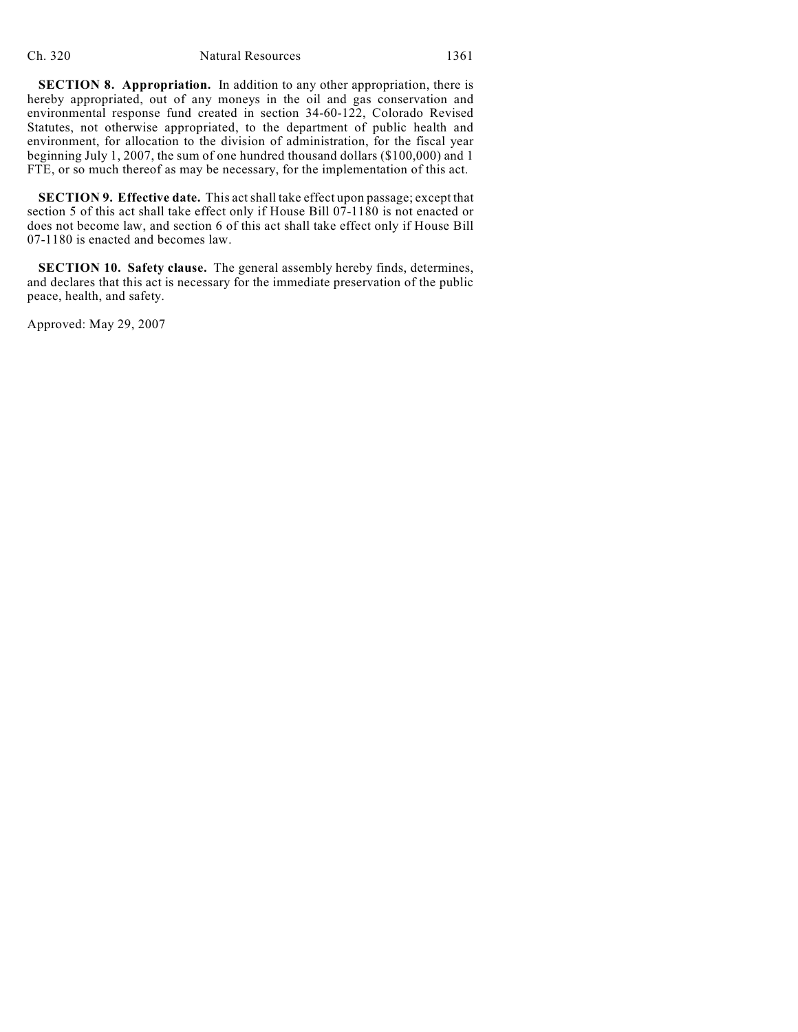**SECTION 8. Appropriation.** In addition to any other appropriation, there is hereby appropriated, out of any moneys in the oil and gas conservation and environmental response fund created in section 34-60-122, Colorado Revised Statutes, not otherwise appropriated, to the department of public health and environment, for allocation to the division of administration, for the fiscal year beginning July 1, 2007, the sum of one hundred thousand dollars ($100,000) and 1 FTE, or so much thereof as may be necessary, for the implementation of this act.

**SECTION 9. Effective date.** This act shall take effect upon passage; except that section 5 of this act shall take effect only if House Bill 07-1180 is not enacted or does not become law, and section 6 of this act shall take effect only if House Bill 07-1180 is enacted and becomes law.

**SECTION 10. Safety clause.** The general assembly hereby finds, determines, and declares that this act is necessary for the immediate preservation of the public peace, health, and safety.

Approved: May 29, 2007